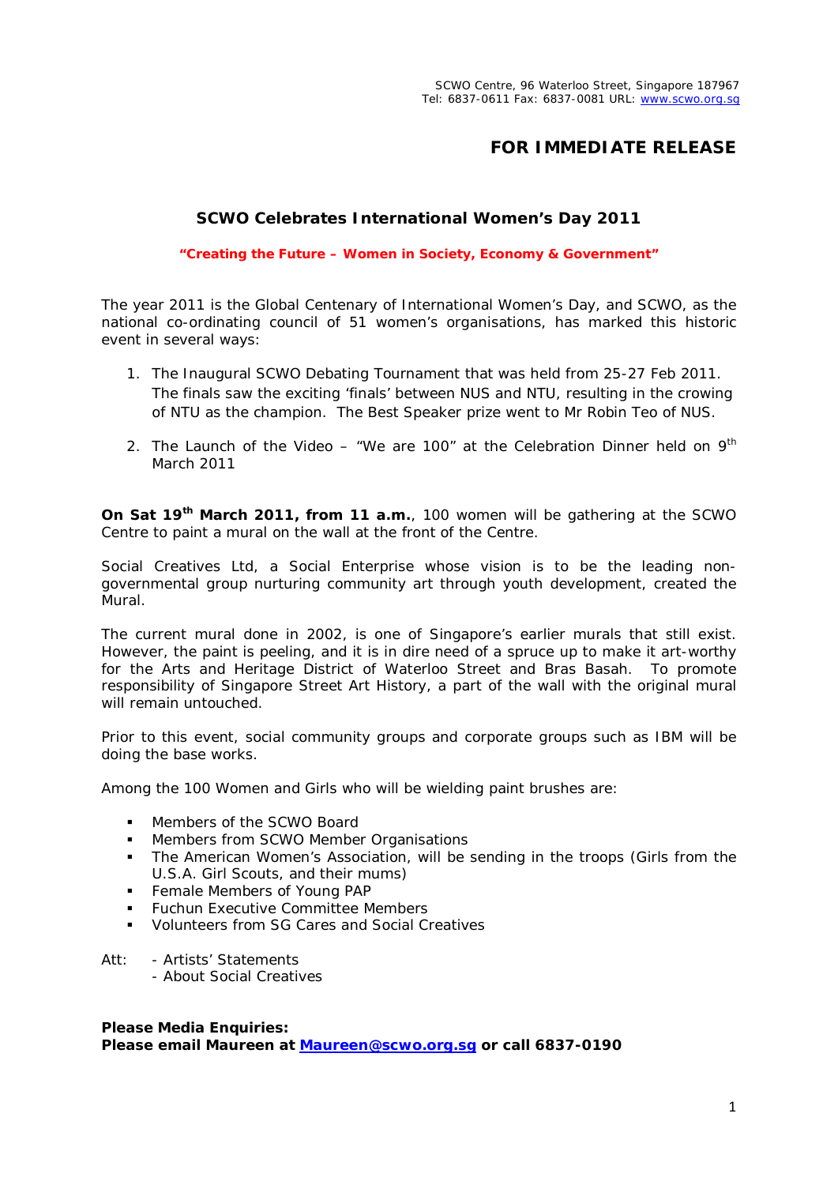SCWO Centre, 96 Waterloo Street, Singapore 187967
Tel: 6837-0611 Fax: 6837-0081 URL: www.scwo.org.sg

**FOR IMMEDIATE RELEASE**

# SCWO Celebrates International Women's Day 2011

**"Creating the Future – Women in Society, Economy & Government"**

The year 2011 is the Global Centenary of International Women's Day, and SCWO, as the national co-ordinating council of 51 women's organisations, has marked this historic event in several ways:

1. The Inaugural SCWO Debating Tournament that was held from 25-27 Feb 2011. The finals saw the exciting 'finals' between NUS and NTU, resulting in the crowing of NTU as the champion. The Best Speaker prize went to Mr Robin Teo of NUS.
2. The Launch of the Video – "We are 100" at the Celebration Dinner held on 9th March 2011

**On Sat 19th March 2011, from 11 a.m.**, 100 women will be gathering at the SCWO Centre to paint a mural on the wall at the front of the Centre.

Social Creatives Ltd, a Social Enterprise whose vision is to be the leading non-governmental group nurturing community art through youth development, created the Mural.

The current mural done in 2002, is one of Singapore's earlier murals that still exist. However, the paint is peeling, and it is in dire need of a spruce up to make it art-worthy for the Arts and Heritage District of Waterloo Street and Bras Basah. To promote responsibility of Singapore Street Art History, a part of the wall with the original mural will remain untouched.

Prior to this event, social community groups and corporate groups such as IBM will be doing the base works.

Among the 100 Women and Girls who will be wielding paint brushes are:

- Members of the SCWO Board
- Members from SCWO Member Organisations
- The American Women's Association, will be sending in the troops (Girls from the U.S.A. Girl Scouts, and their mums)
- Female Members of Young PAP
- Fuchun Executive Committee Members
- Volunteers from SG Cares and Social Creatives

Att: - Artists' Statements
- About Social Creatives

**Please Media Enquiries:**
**Please email Maureen at Maureen@scwo.org.sg or call 6837-0190**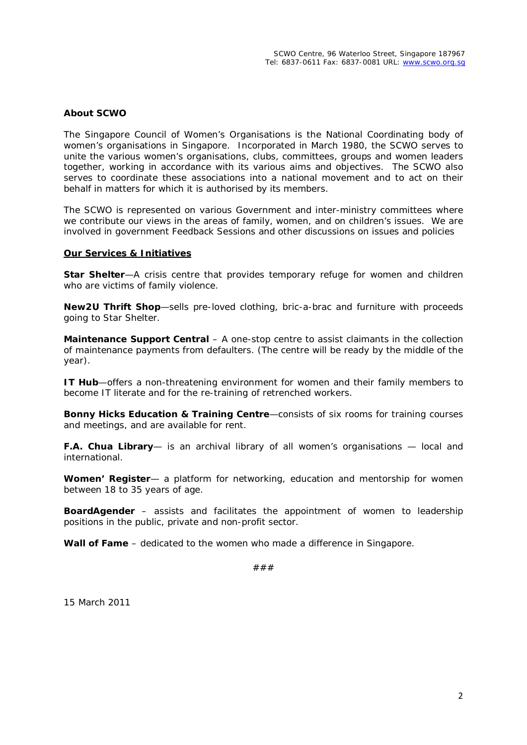SCWO Centre, 96 Waterloo Street, Singapore 187967
Tel: 6837-0611 Fax: 6837-0081 URL: www.scwo.org.sg

**About SCWO**

The Singapore Council of Women's Organisations is the National Coordinating body of women's organisations in Singapore. Incorporated in March 1980, the SCWO serves to unite the various women's organisations, clubs, committees, groups and women leaders together, working in accordance with its various aims and objectives. The SCWO also serves to coordinate these associations into a national movement and to act on their behalf in matters for which it is authorised by its members.

The SCWO is represented on various Government and inter-ministry committees where we contribute our views in the areas of family, women, and on children's issues. We are involved in government Feedback Sessions and other discussions on issues and policies

**Our Services & Initiatives**

**Star Shelter**—A crisis centre that provides temporary refuge for women and children who are victims of family violence.

**New2U Thrift Shop**—sells pre-loved clothing, bric-a-brac and furniture with proceeds going to Star Shelter.

**Maintenance Support Central** – A one-stop centre to assist claimants in the collection of maintenance payments from defaulters. (The centre will be ready by the middle of the year).

**IT Hub**—offers a non-threatening environment for women and their family members to become IT literate and for the re-training of retrenched workers.

**Bonny Hicks Education & Training Centre**—consists of six rooms for training courses and meetings, and are available for rent.

**F.A. Chua Library**— is an archival library of all women's organisations — local and international.

**Women' Register**— a platform for networking, education and mentorship for women between 18 to 35 years of age.

**BoardAgender** – assists and facilitates the appointment of women to leadership positions in the public, private and non-profit sector.

**Wall of Fame** – dedicated to the women who made a difference in Singapore.

###

15 March 2011